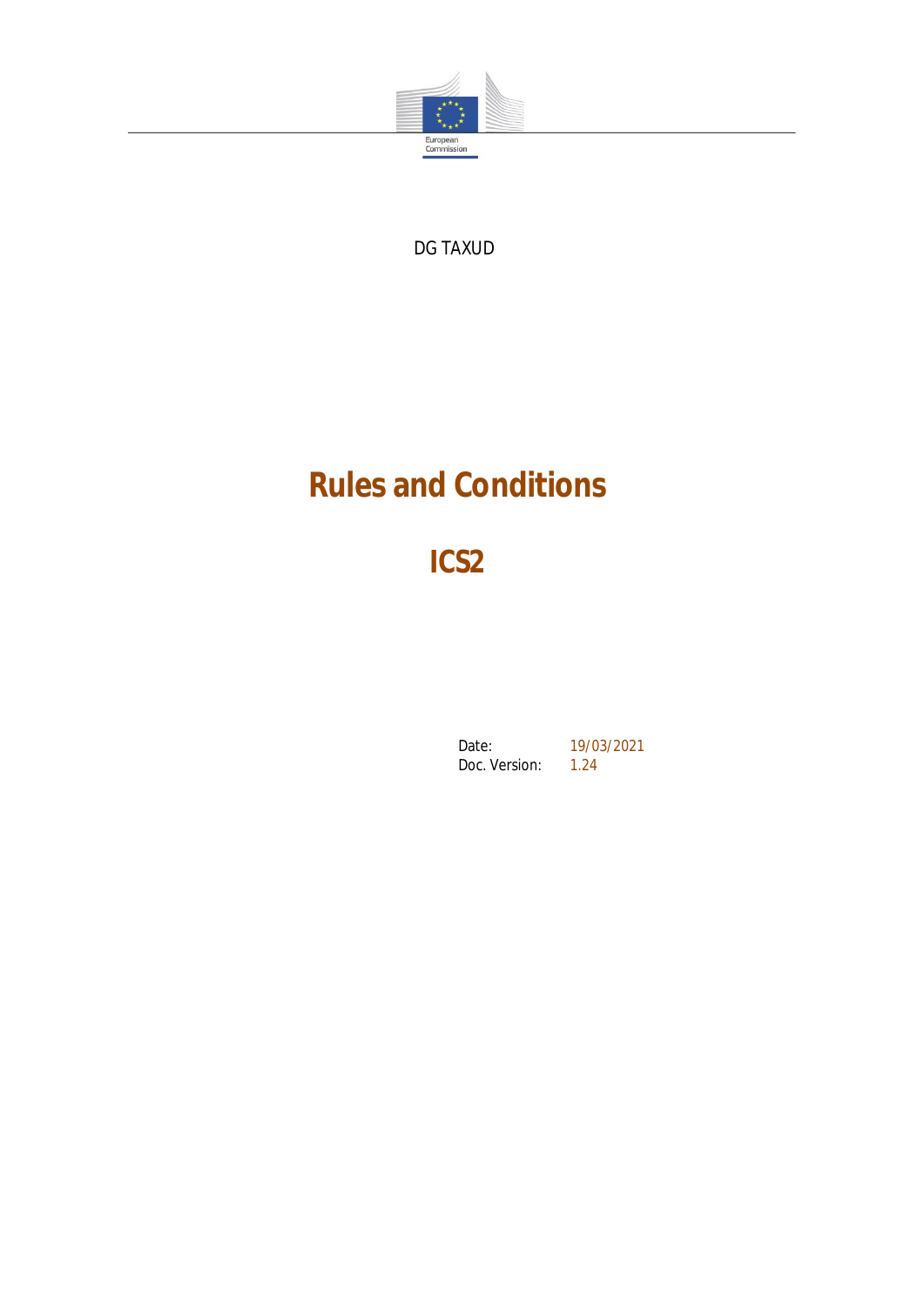European Commission

DG TAXUD

# Rules and Conditions

## ICS2

Date: 19/03/2021
Doc. Version: 1.24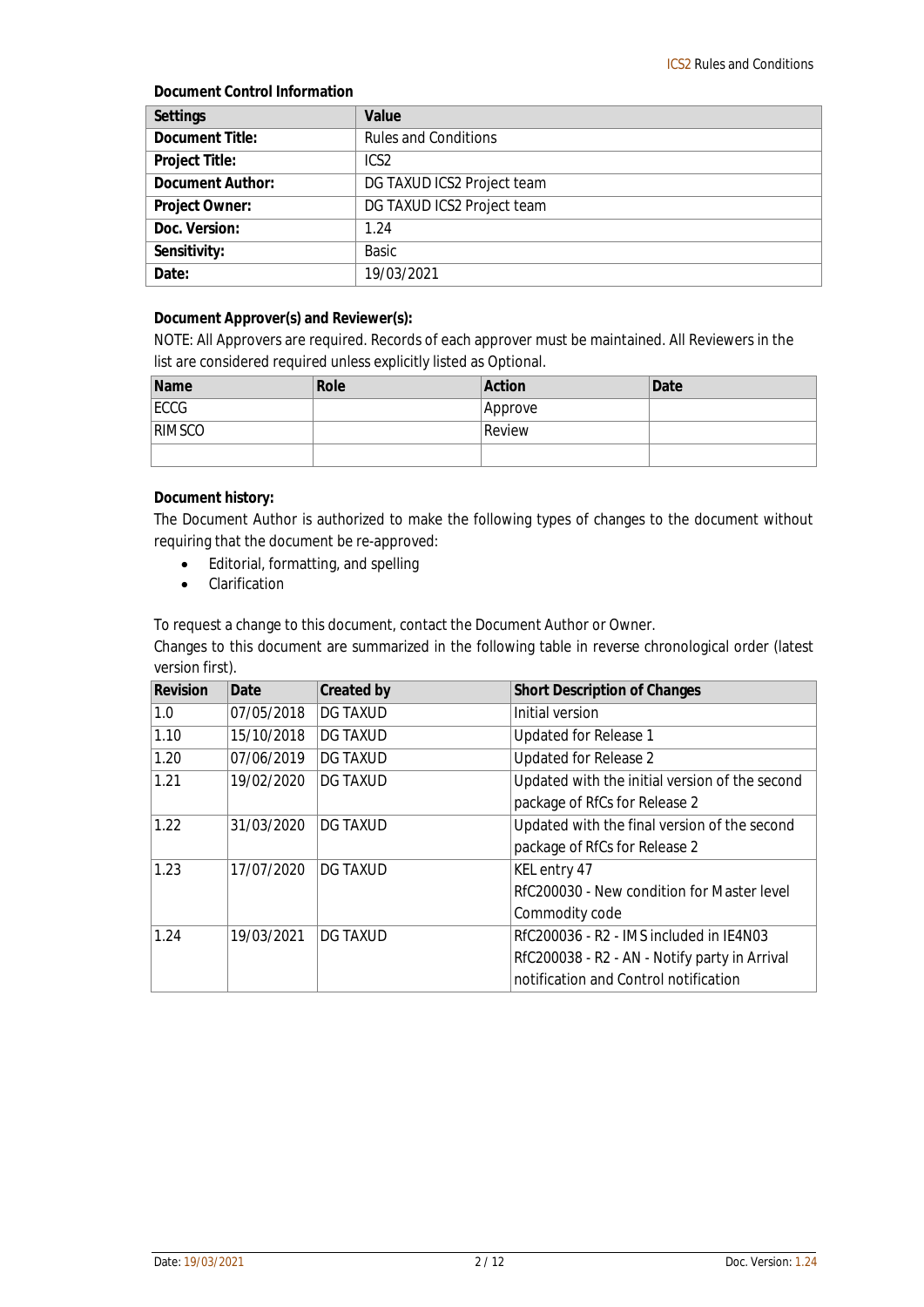**Document Control Information**

| Settings | Value |
| --- | --- |
| **Document Title:** | Rules and Conditions |
| **Project Title:** | ICS2 |
| **Document Author:** | DG TAXUD ICS2 Project team |
| **Project Owner:** | DG TAXUD ICS2 Project team |
| **Doc. Version:** | 1.24 |
| **Sensitivity:** | Basic |
| **Date:** | 19/03/2021 |

**Document Approver(s) and Reviewer(s):**

NOTE: All Approvers are required. Records of each approver must be maintained. All Reviewers in the list are considered required unless explicitly listed as Optional.

| Name | Role | Action | Date |
| --- | --- | --- | --- |
| ECCG | | Approve | |
| RIMSCO | | Review | |
| | | | |

**Document history:**

The Document Author is authorized to make the following types of changes to the document without requiring that the document be re-approved:

- Editorial, formatting, and spelling
- Clarification

To request a change to this document, contact the Document Author or Owner.

Changes to this document are summarized in the following table in reverse chronological order (latest version first).

| Revision | Date | Created by | Short Description of Changes |
| --- | --- | --- | --- |
| 1.0 | 07/05/2018 | DG TAXUD | Initial version |
| 1.10 | 15/10/2018 | DG TAXUD | Updated for Release 1 |
| 1.20 | 07/06/2019 | DG TAXUD | Updated for Release 2 |
| 1.21 | 19/02/2020 | DG TAXUD | Updated with the initial version of the second package of RfCs for Release 2 |
| 1.22 | 31/03/2020 | DG TAXUD | Updated with the final version of the second package of RfCs for Release 2 |
| 1.23 | 17/07/2020 | DG TAXUD | KEL entry 47<br>RfC200030 - New condition for Master level Commodity code |
| 1.24 | 19/03/2021 | DG TAXUD | RfC200036 - R2 - IMS included in IE4N03<br>RfC200038 - R2 - AN - Notify party in Arrival notification and Control notification |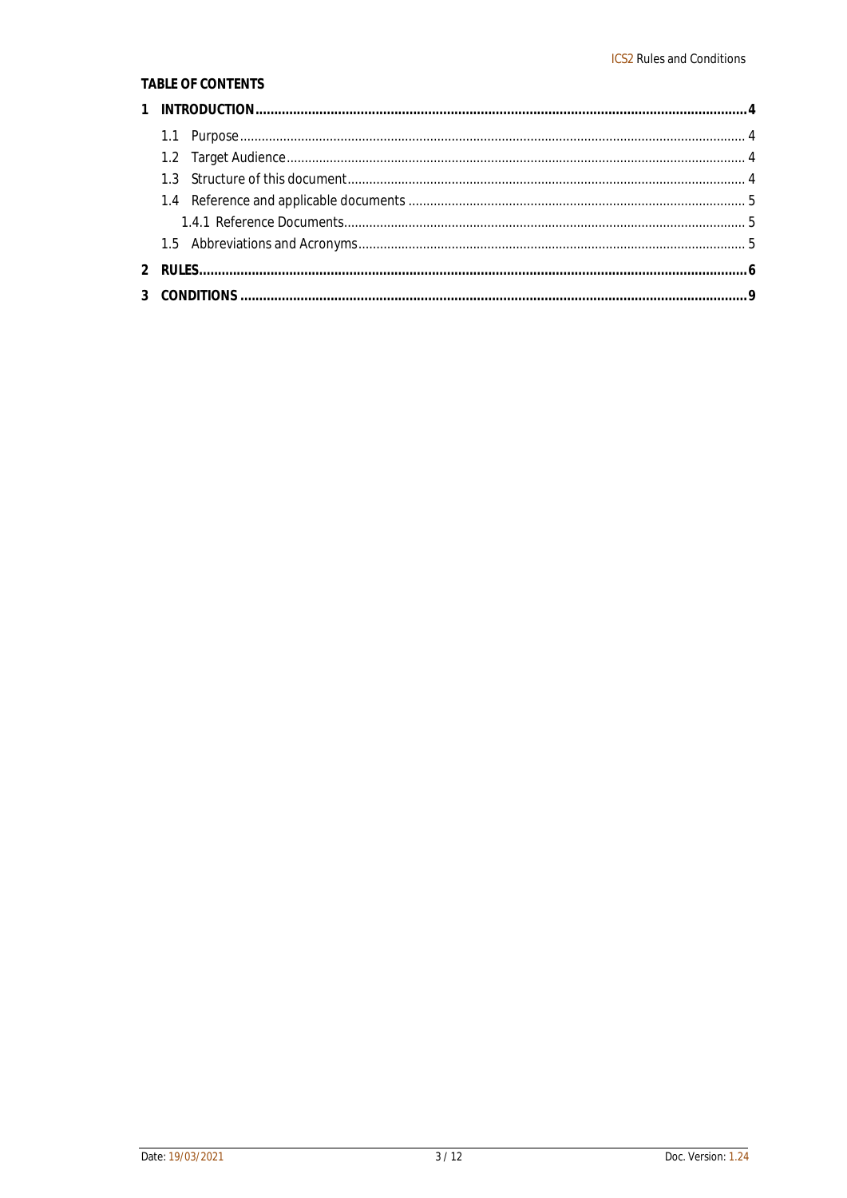**TABLE OF CONTENTS**

**1 INTRODUCTION ........................................................................................................................... 4**

- 1.1 Purpose ........................................................................................................................... 4
- 1.2 Target Audience .............................................................................................................. 4
- 1.3 Structure of this document ............................................................................................. 4
- 1.4 Reference and applicable documents ............................................................................. 5
  - 1.4.1 Reference Documents .............................................................................................. 5
- 1.5 Abbreviations and Acronyms .......................................................................................... 5

**2 RULES ........................................................................................................................................ 6**

**3 CONDITIONS .............................................................................................................................. 9**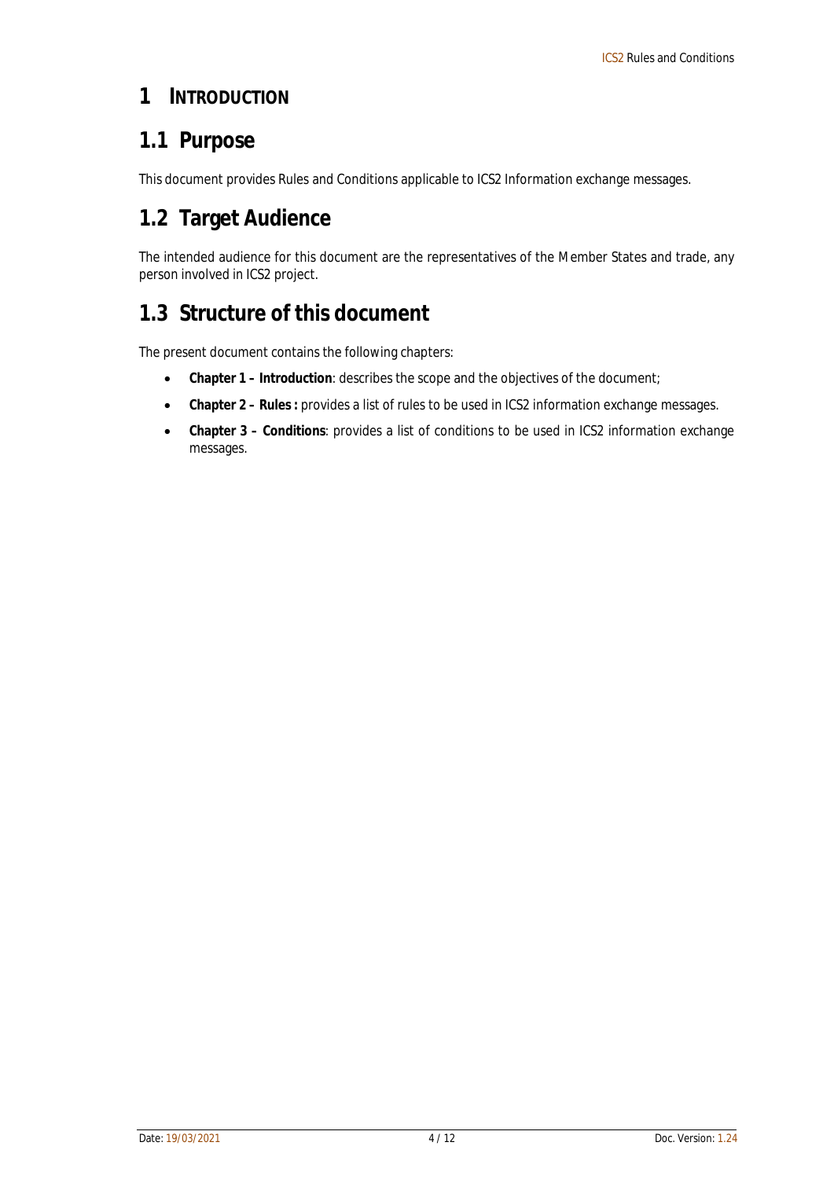# 1 INTRODUCTION

## 1.1 Purpose

This document provides Rules and Conditions applicable to ICS2 Information exchange messages.

## 1.2 Target Audience

The intended audience for this document are the representatives of the Member States and trade, any person involved in ICS2 project.

## 1.3 Structure of this document

The present document contains the following chapters:

- **Chapter 1 – Introduction**: describes the scope and the objectives of the document;
- **Chapter 2 – Rules :** provides a list of rules to be used in ICS2 information exchange messages.
- **Chapter 3 – Conditions**: provides a list of conditions to be used in ICS2 information exchange messages.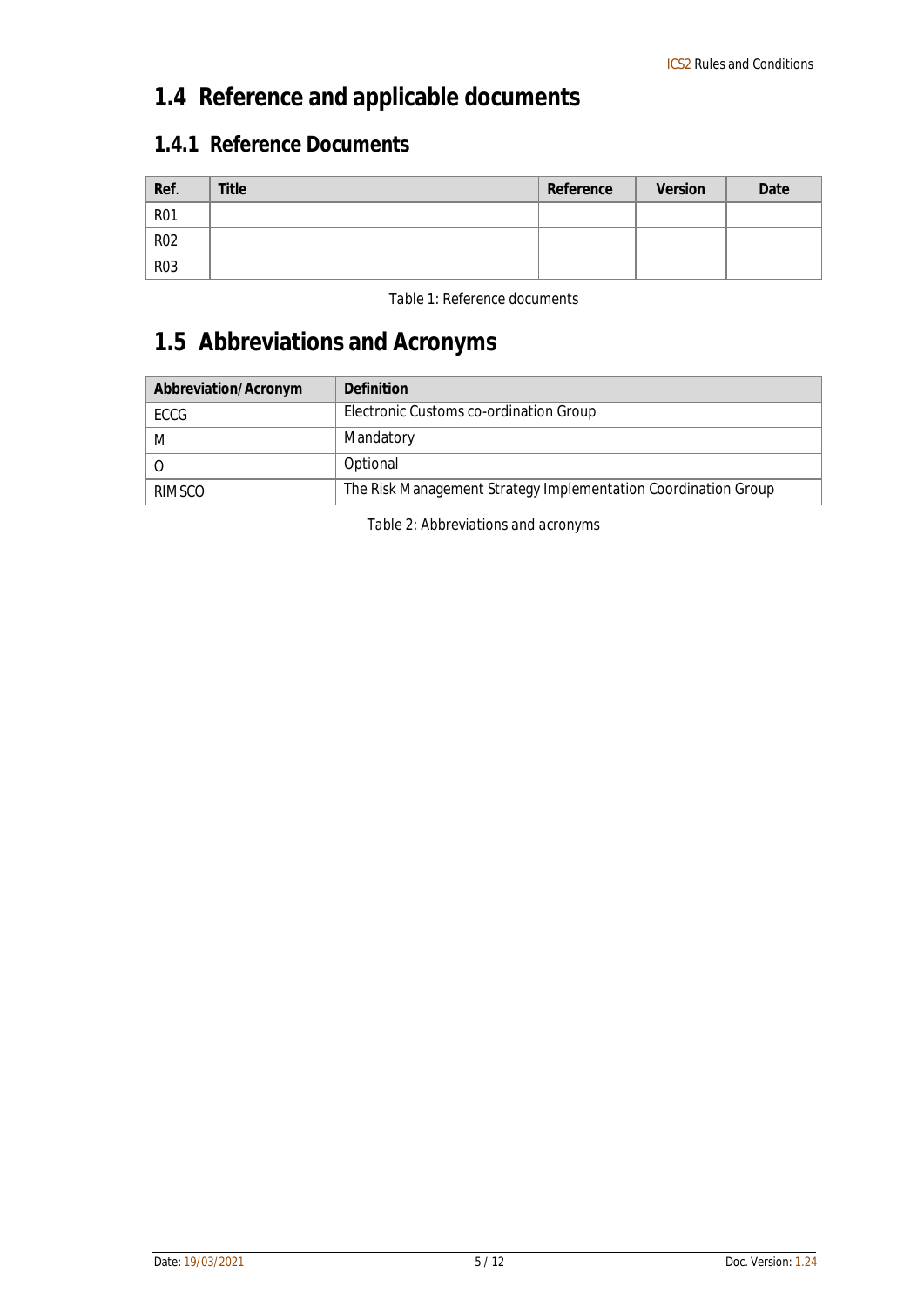## 1.4 Reference and applicable documents

### 1.4.1 Reference Documents

| Ref. | Title | Reference | Version | Date |
|---|---|---|---|---|
| R01 | | | | |
| R02 | | | | |
| R03 | | | | |

Table 1: Reference documents

## 1.5 Abbreviations and Acronyms

| Abbreviation/Acronym | Definition |
|---|---|
| ECCG | Electronic Customs co-ordination Group |
| M | Mandatory |
| O | Optional |
| RIMSCO | The Risk Management Strategy Implementation Coordination Group |

Table 2: Abbreviations and acronyms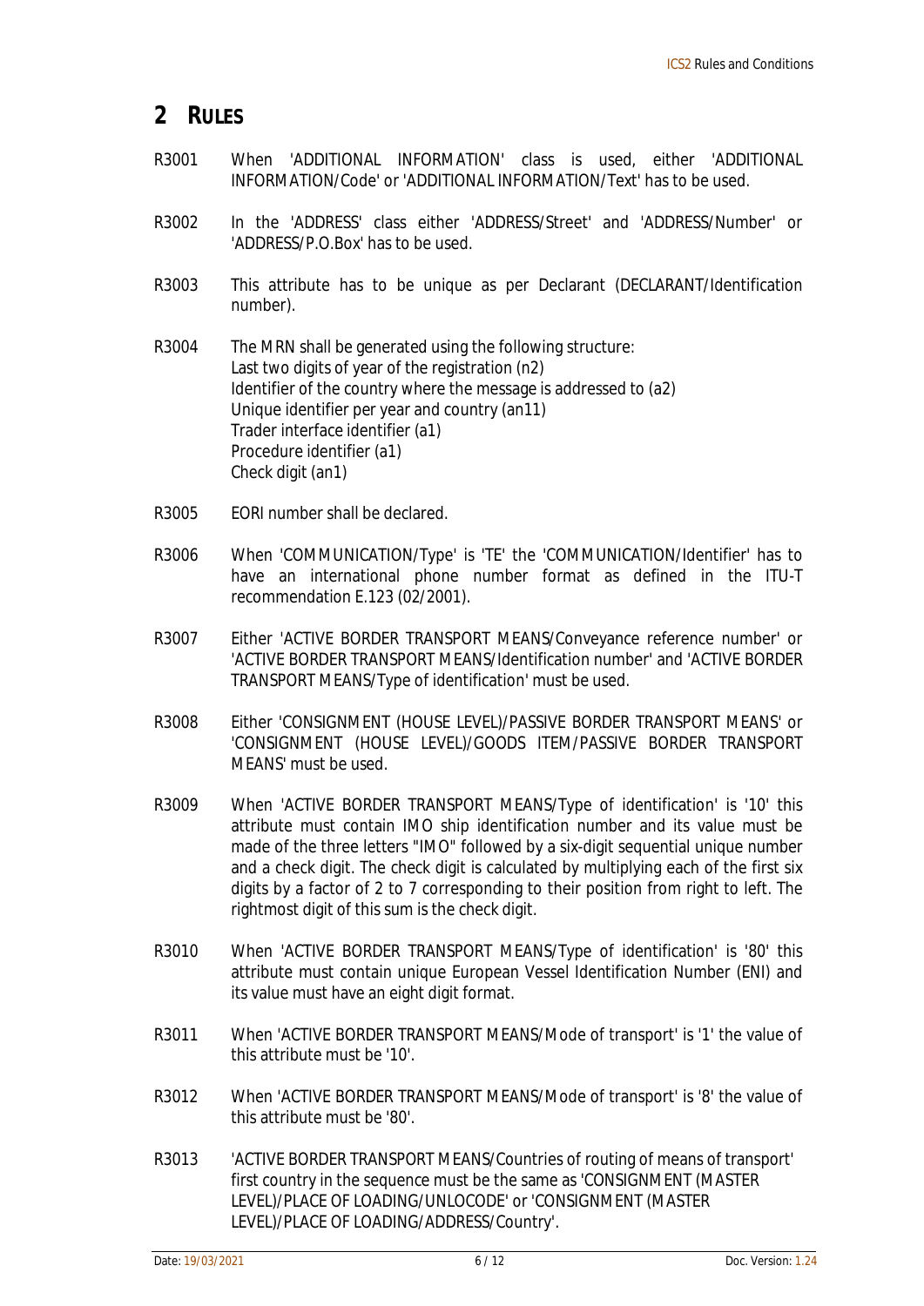# 2 RULES

R3001 When 'ADDITIONAL INFORMATION' class is used, either 'ADDITIONAL INFORMATION/Code' or 'ADDITIONAL INFORMATION/Text' has to be used.

R3002 In the 'ADDRESS' class either 'ADDRESS/Street' and 'ADDRESS/Number' or 'ADDRESS/P.O.Box' has to be used.

R3003 This attribute has to be unique as per Declarant (DECLARANT/Identification number).

R3004 The MRN shall be generated using the following structure:
Last two digits of year of the registration (n2)
Identifier of the country where the message is addressed to (a2)
Unique identifier per year and country (an11)
Trader interface identifier (a1)
Procedure identifier (a1)
Check digit (an1)

R3005 EORI number shall be declared.

R3006 When 'COMMUNICATION/Type' is 'TE' the 'COMMUNICATION/Identifier' has to have an international phone number format as defined in the ITU-T recommendation E.123 (02/2001).

R3007 Either 'ACTIVE BORDER TRANSPORT MEANS/Conveyance reference number' or 'ACTIVE BORDER TRANSPORT MEANS/Identification number' and 'ACTIVE BORDER TRANSPORT MEANS/Type of identification' must be used.

R3008 Either 'CONSIGNMENT (HOUSE LEVEL)/PASSIVE BORDER TRANSPORT MEANS' or 'CONSIGNMENT (HOUSE LEVEL)/GOODS ITEM/PASSIVE BORDER TRANSPORT MEANS' must be used.

R3009 When 'ACTIVE BORDER TRANSPORT MEANS/Type of identification' is '10' this attribute must contain IMO ship identification number and its value must be made of the three letters "IMO" followed by a six-digit sequential unique number and a check digit. The check digit is calculated by multiplying each of the first six digits by a factor of 2 to 7 corresponding to their position from right to left. The rightmost digit of this sum is the check digit.

R3010 When 'ACTIVE BORDER TRANSPORT MEANS/Type of identification' is '80' this attribute must contain unique European Vessel Identification Number (ENI) and its value must have an eight digit format.

R3011 When 'ACTIVE BORDER TRANSPORT MEANS/Mode of transport' is '1' the value of this attribute must be '10'.

R3012 When 'ACTIVE BORDER TRANSPORT MEANS/Mode of transport' is '8' the value of this attribute must be '80'.

R3013 'ACTIVE BORDER TRANSPORT MEANS/Countries of routing of means of transport' first country in the sequence must be the same as 'CONSIGNMENT (MASTER LEVEL)/PLACE OF LOADING/UNLOCODE' or 'CONSIGNMENT (MASTER LEVEL)/PLACE OF LOADING/ADDRESS/Country'.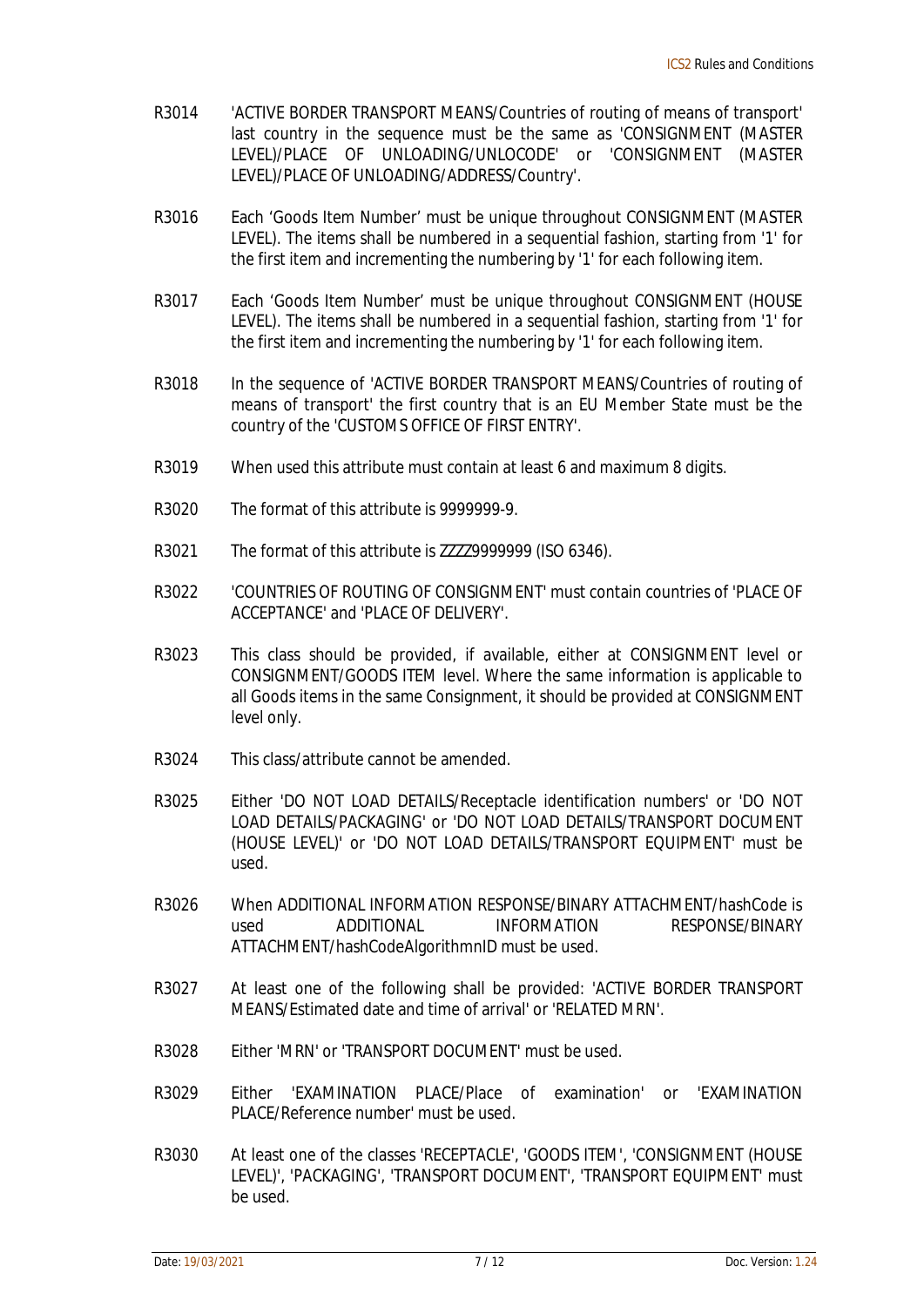R3014 'ACTIVE BORDER TRANSPORT MEANS/Countries of routing of means of transport' last country in the sequence must be the same as 'CONSIGNMENT (MASTER LEVEL)/PLACE OF UNLOADING/UNLOCODE' or 'CONSIGNMENT (MASTER LEVEL)/PLACE OF UNLOADING/ADDRESS/Country'.

R3016 Each 'Goods Item Number' must be unique throughout CONSIGNMENT (MASTER LEVEL). The items shall be numbered in a sequential fashion, starting from '1' for the first item and incrementing the numbering by '1' for each following item.

R3017 Each 'Goods Item Number' must be unique throughout CONSIGNMENT (HOUSE LEVEL). The items shall be numbered in a sequential fashion, starting from '1' for the first item and incrementing the numbering by '1' for each following item.

R3018 In the sequence of 'ACTIVE BORDER TRANSPORT MEANS/Countries of routing of means of transport' the first country that is an EU Member State must be the country of the 'CUSTOMS OFFICE OF FIRST ENTRY'.

R3019 When used this attribute must contain at least 6 and maximum 8 digits.

R3020 The format of this attribute is 9999999-9.

R3021 The format of this attribute is ZZZZ9999999 (ISO 6346).

R3022 'COUNTRIES OF ROUTING OF CONSIGNMENT' must contain countries of 'PLACE OF ACCEPTANCE' and 'PLACE OF DELIVERY'.

R3023 This class should be provided, if available, either at CONSIGNMENT level or CONSIGNMENT/GOODS ITEM level. Where the same information is applicable to all Goods items in the same Consignment, it should be provided at CONSIGNMENT level only.

R3024 This class/attribute cannot be amended.

R3025 Either 'DO NOT LOAD DETAILS/Receptacle identification numbers' or 'DO NOT LOAD DETAILS/PACKAGING' or 'DO NOT LOAD DETAILS/TRANSPORT DOCUMENT (HOUSE LEVEL)' or 'DO NOT LOAD DETAILS/TRANSPORT EQUIPMENT' must be used.

R3026 When ADDITIONAL INFORMATION RESPONSE/BINARY ATTACHMENT/hashCode is used ADDITIONAL INFORMATION RESPONSE/BINARY ATTACHMENT/hashCodeAlgorithmnID must be used.

R3027 At least one of the following shall be provided: 'ACTIVE BORDER TRANSPORT MEANS/Estimated date and time of arrival' or 'RELATED MRN'.

R3028 Either 'MRN' or 'TRANSPORT DOCUMENT' must be used.

R3029 Either 'EXAMINATION PLACE/Place of examination' or 'EXAMINATION PLACE/Reference number' must be used.

R3030 At least one of the classes 'RECEPTACLE', 'GOODS ITEM', 'CONSIGNMENT (HOUSE LEVEL)', 'PACKAGING', 'TRANSPORT DOCUMENT', 'TRANSPORT EQUIPMENT' must be used.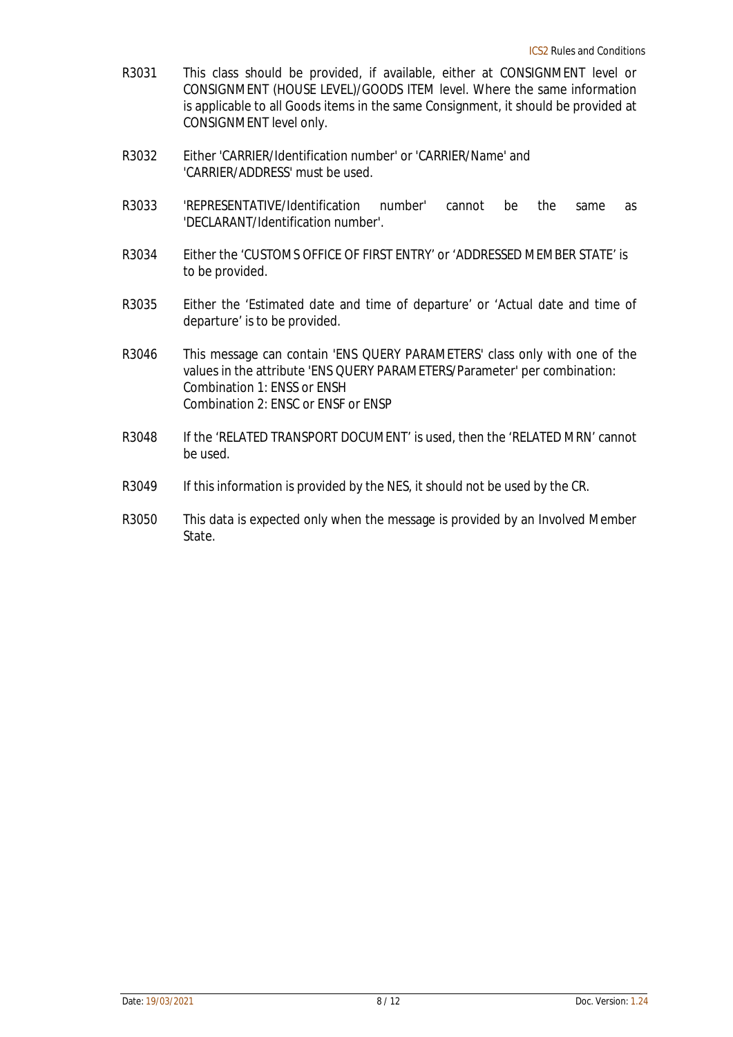R3031 This class should be provided, if available, either at CONSIGNMENT level or CONSIGNMENT (HOUSE LEVEL)/GOODS ITEM level. Where the same information is applicable to all Goods items in the same Consignment, it should be provided at CONSIGNMENT level only.

R3032 Either 'CARRIER/Identification number' or 'CARRIER/Name' and 'CARRIER/ADDRESS' must be used.

R3033 'REPRESENTATIVE/Identification number' cannot be the same as 'DECLARANT/Identification number'.

R3034 Either the 'CUSTOMS OFFICE OF FIRST ENTRY' or 'ADDRESSED MEMBER STATE' is to be provided.

R3035 Either the 'Estimated date and time of departure' or 'Actual date and time of departure' is to be provided.

R3046 This message can contain 'ENS QUERY PARAMETERS' class only with one of the values in the attribute 'ENS QUERY PARAMETERS/Parameter' per combination:
Combination 1: ENSS or ENSH
Combination 2: ENSC or ENSF or ENSP

R3048 If the 'RELATED TRANSPORT DOCUMENT' is used, then the 'RELATED MRN' cannot be used.

R3049 If this information is provided by the NES, it should not be used by the CR.

R3050 This data is expected only when the message is provided by an Involved Member State.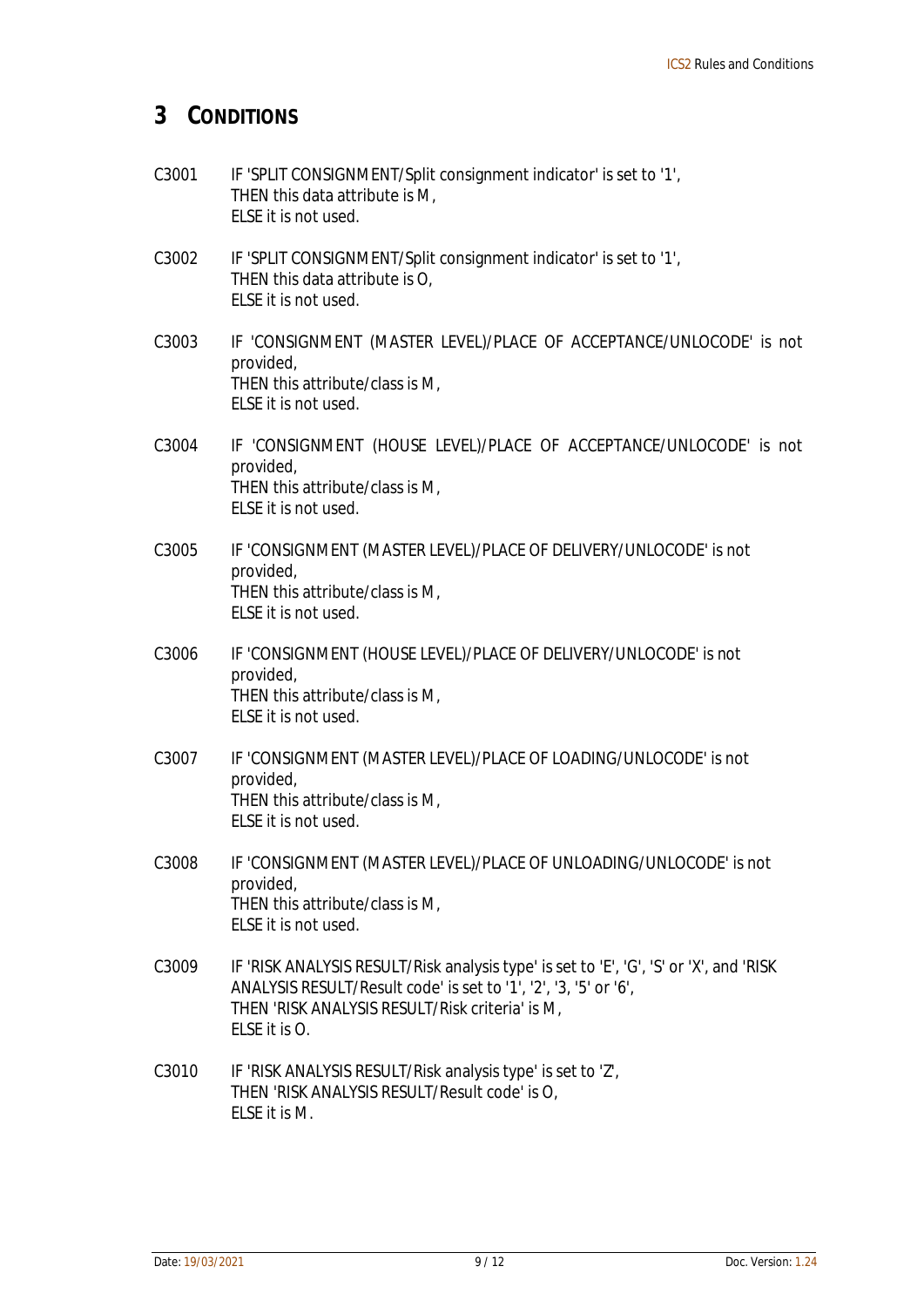# 3 CONDITIONS

C3001 IF 'SPLIT CONSIGNMENT/Split consignment indicator' is set to '1',
THEN this data attribute is M,
ELSE it is not used.

C3002 IF 'SPLIT CONSIGNMENT/Split consignment indicator' is set to '1',
THEN this data attribute is O,
ELSE it is not used.

C3003 IF 'CONSIGNMENT (MASTER LEVEL)/PLACE OF ACCEPTANCE/UNLOCODE' is not provided,
THEN this attribute/class is M,
ELSE it is not used.

C3004 IF 'CONSIGNMENT (HOUSE LEVEL)/PLACE OF ACCEPTANCE/UNLOCODE' is not provided,
THEN this attribute/class is M,
ELSE it is not used.

C3005 IF 'CONSIGNMENT (MASTER LEVEL)/PLACE OF DELIVERY/UNLOCODE' is not provided,
THEN this attribute/class is M,
ELSE it is not used.

C3006 IF 'CONSIGNMENT (HOUSE LEVEL)/PLACE OF DELIVERY/UNLOCODE' is not provided,
THEN this attribute/class is M,
ELSE it is not used.

C3007 IF 'CONSIGNMENT (MASTER LEVEL)/PLACE OF LOADING/UNLOCODE' is not provided,
THEN this attribute/class is M,
ELSE it is not used.

C3008 IF 'CONSIGNMENT (MASTER LEVEL)/PLACE OF UNLOADING/UNLOCODE' is not provided,
THEN this attribute/class is M,
ELSE it is not used.

C3009 IF 'RISK ANALYSIS RESULT/Risk analysis type' is set to 'E', 'G', 'S' or 'X', and 'RISK ANALYSIS RESULT/Result code' is set to '1', '2', '3, '5' or '6',
THEN 'RISK ANALYSIS RESULT/Risk criteria' is M,
ELSE it is O.

C3010 IF 'RISK ANALYSIS RESULT/Risk analysis type' is set to 'Z',
THEN 'RISK ANALYSIS RESULT/Result code' is O,
ELSE it is M.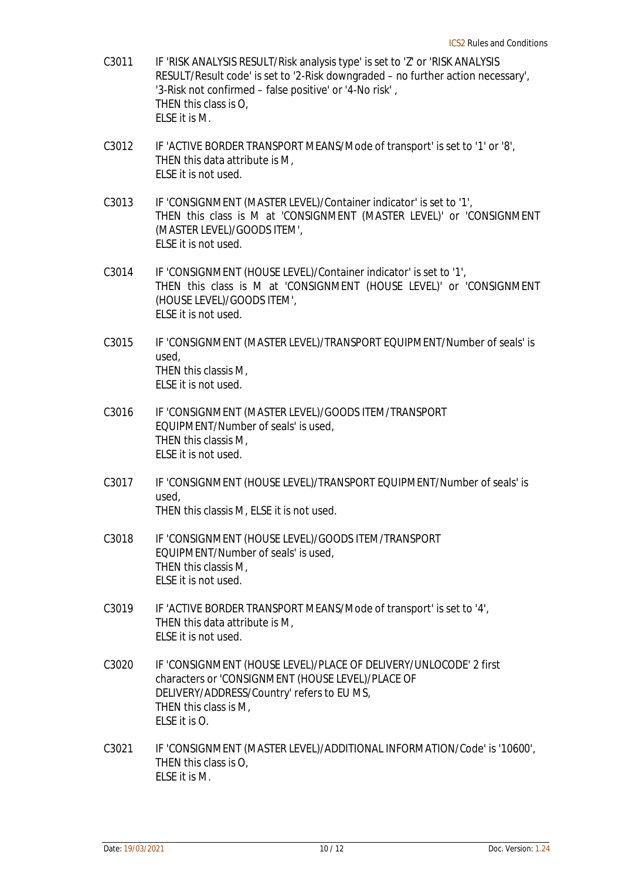C3011 IF 'RISK ANALYSIS RESULT/Risk analysis type' is set to 'Z' or 'RISK ANALYSIS RESULT/Result code' is set to '2-Risk downgraded – no further action necessary', '3-Risk not confirmed – false positive' or '4-No risk' ,
THEN this class is O,
ELSE it is M.

C3012 IF 'ACTIVE BORDER TRANSPORT MEANS/Mode of transport' is set to '1' or '8',
THEN this data attribute is M,
ELSE it is not used.

C3013 IF 'CONSIGNMENT (MASTER LEVEL)/Container indicator' is set to '1',
THEN this class is M at 'CONSIGNMENT (MASTER LEVEL)' or 'CONSIGNMENT (MASTER LEVEL)/GOODS ITEM',
ELSE it is not used.

C3014 IF 'CONSIGNMENT (HOUSE LEVEL)/Container indicator' is set to '1',
THEN this class is M at 'CONSIGNMENT (HOUSE LEVEL)' or 'CONSIGNMENT (HOUSE LEVEL)/GOODS ITEM',
ELSE it is not used.

C3015 IF 'CONSIGNMENT (MASTER LEVEL)/TRANSPORT EQUIPMENT/Number of seals' is used,
THEN this classis M,
ELSE it is not used.

C3016 IF 'CONSIGNMENT (MASTER LEVEL)/GOODS ITEM/TRANSPORT EQUIPMENT/Number of seals' is used,
THEN this classis M,
ELSE it is not used.

C3017 IF 'CONSIGNMENT (HOUSE LEVEL)/TRANSPORT EQUIPMENT/Number of seals' is used,
THEN this classis M, ELSE it is not used.

C3018 IF 'CONSIGNMENT (HOUSE LEVEL)/GOODS ITEM/TRANSPORT EQUIPMENT/Number of seals' is used,
THEN this classis M,
ELSE it is not used.

C3019 IF 'ACTIVE BORDER TRANSPORT MEANS/Mode of transport' is set to '4',
THEN this data attribute is M,
ELSE it is not used.

C3020 IF 'CONSIGNMENT (HOUSE LEVEL)/PLACE OF DELIVERY/UNLOCODE' 2 first characters or 'CONSIGNMENT (HOUSE LEVEL)/PLACE OF DELIVERY/ADDRESS/Country' refers to EU MS,
THEN this class is M,
ELSE it is O.

C3021 IF 'CONSIGNMENT (MASTER LEVEL)/ADDITIONAL INFORMATION/Code' is '10600',
THEN this class is O,
ELSE it is M.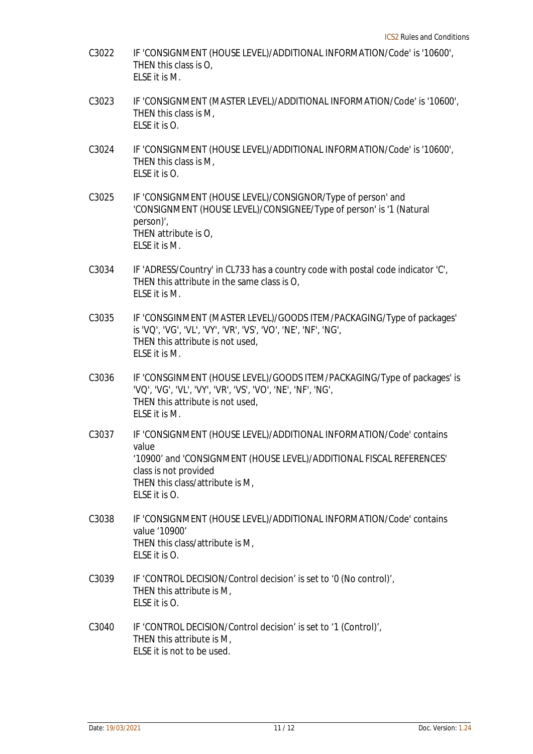C3022 IF 'CONSIGNMENT (HOUSE LEVEL)/ADDITIONAL INFORMATION/Code' is '10600',
THEN this class is O,
ELSE it is M.

C3023 IF 'CONSIGNMENT (MASTER LEVEL)/ADDITIONAL INFORMATION/Code' is '10600',
THEN this class is M,
ELSE it is O.

C3024 IF 'CONSIGNMENT (HOUSE LEVEL)/ADDITIONAL INFORMATION/Code' is '10600',
THEN this class is M,
ELSE it is O.

C3025 IF 'CONSIGNMENT (HOUSE LEVEL)/CONSIGNOR/Type of person' and 'CONSIGNMENT (HOUSE LEVEL)/CONSIGNEE/Type of person' is '1 (Natural person)',
THEN attribute is O,
ELSE it is M.

C3034 IF 'ADRESS/Country' in CL733 has a country code with postal code indicator 'C',
THEN this attribute in the same class is O,
ELSE it is M.

C3035 IF 'CONSGINMENT (MASTER LEVEL)/GOODS ITEM/PACKAGING/Type of packages' is 'VQ', 'VG', 'VL', 'VY', 'VR', 'VS', 'VO', 'NE', 'NF', 'NG',
THEN this attribute is not used,
ELSE it is M.

C3036 IF 'CONSGINMENT (HOUSE LEVEL)/GOODS ITEM/PACKAGING/Type of packages' is 'VQ', 'VG', 'VL', 'VY', 'VR', 'VS', 'VO', 'NE', 'NF', 'NG',
THEN this attribute is not used,
ELSE it is M.

C3037 IF 'CONSIGNMENT (HOUSE LEVEL)/ADDITIONAL INFORMATION/Code' contains value
'10900' and 'CONSIGNMENT (HOUSE LEVEL)/ADDITIONAL FISCAL REFERENCES' class is not provided
THEN this class/attribute is M,
ELSE it is O.

C3038 IF 'CONSIGNMENT (HOUSE LEVEL)/ADDITIONAL INFORMATION/Code' contains value '10900'
THEN this class/attribute is M,
ELSE it is O.

C3039 IF 'CONTROL DECISION/Control decision' is set to '0 (No control)',
THEN this attribute is M,
ELSE it is O.

C3040 IF 'CONTROL DECISION/Control decision' is set to '1 (Control)',
THEN this attribute is M,
ELSE it is not to be used.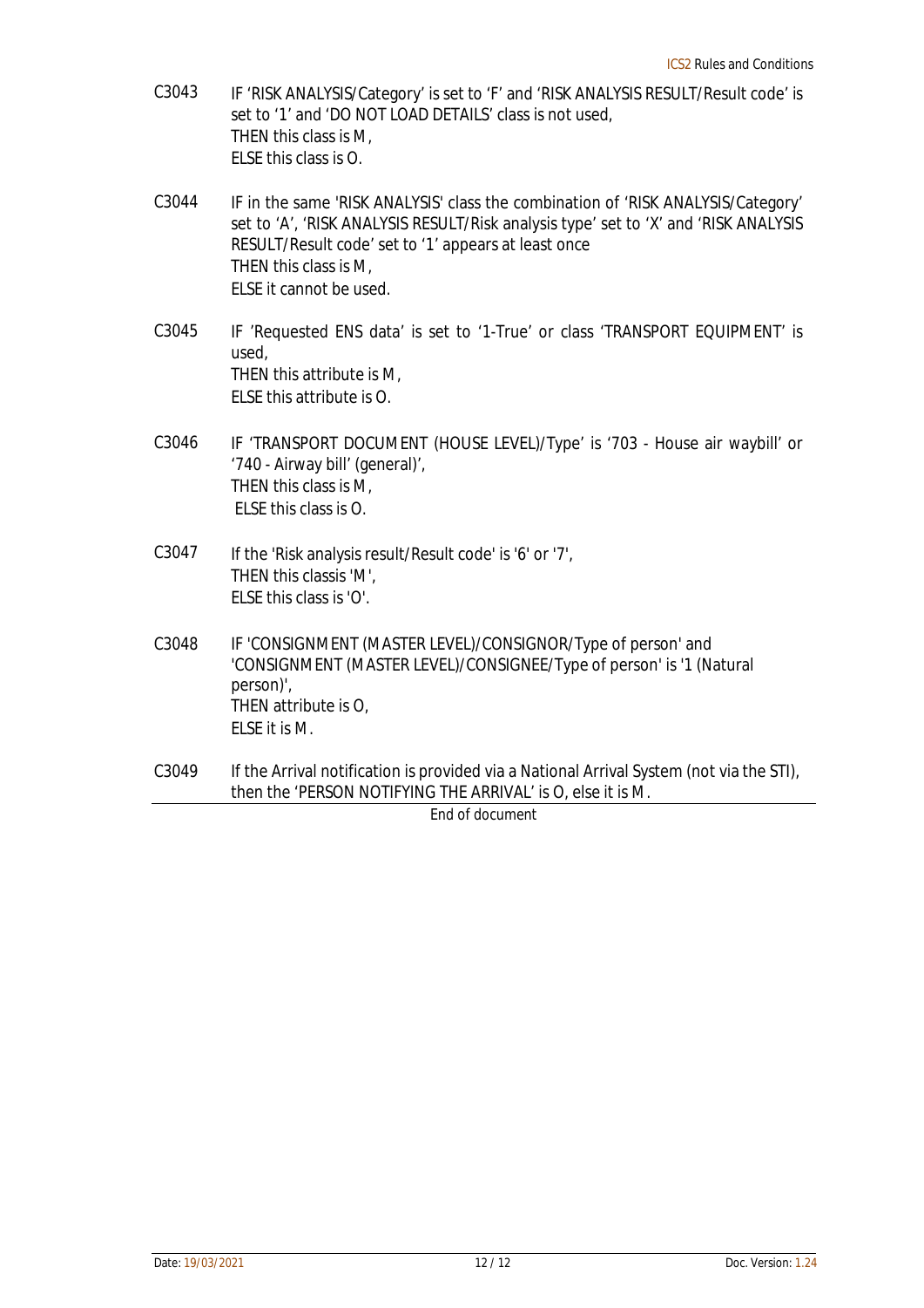C3043 IF 'RISK ANALYSIS/Category' is set to 'F' and 'RISK ANALYSIS RESULT/Result code' is set to '1' and 'DO NOT LOAD DETAILS' class is not used,
THEN this class is M,
ELSE this class is O.

C3044 IF in the same 'RISK ANALYSIS' class the combination of 'RISK ANALYSIS/Category' set to 'A', 'RISK ANALYSIS RESULT/Risk analysis type' set to 'X' and 'RISK ANALYSIS RESULT/Result code' set to '1' appears at least once
THEN this class is M,
ELSE it cannot be used.

C3045 IF 'Requested ENS data' is set to '1-True' or class 'TRANSPORT EQUIPMENT' is used,
THEN this attribute is M,
ELSE this attribute is O.

C3046 IF 'TRANSPORT DOCUMENT (HOUSE LEVEL)/Type' is '703 - House air waybill' or '740 - Airway bill' (general)',
THEN this class is M,
ELSE this class is O.

C3047 If the 'Risk analysis result/Result code' is '6' or '7',
THEN this classis 'M',
ELSE this class is 'O'.

C3048 IF 'CONSIGNMENT (MASTER LEVEL)/CONSIGNOR/Type of person' and 'CONSIGNMENT (MASTER LEVEL)/CONSIGNEE/Type of person' is '1 (Natural person)',
THEN attribute is O,
ELSE it is M.

C3049 If the Arrival notification is provided via a National Arrival System (not via the STI), then the 'PERSON NOTIFYING THE ARRIVAL' is O, else it is M.

End of document